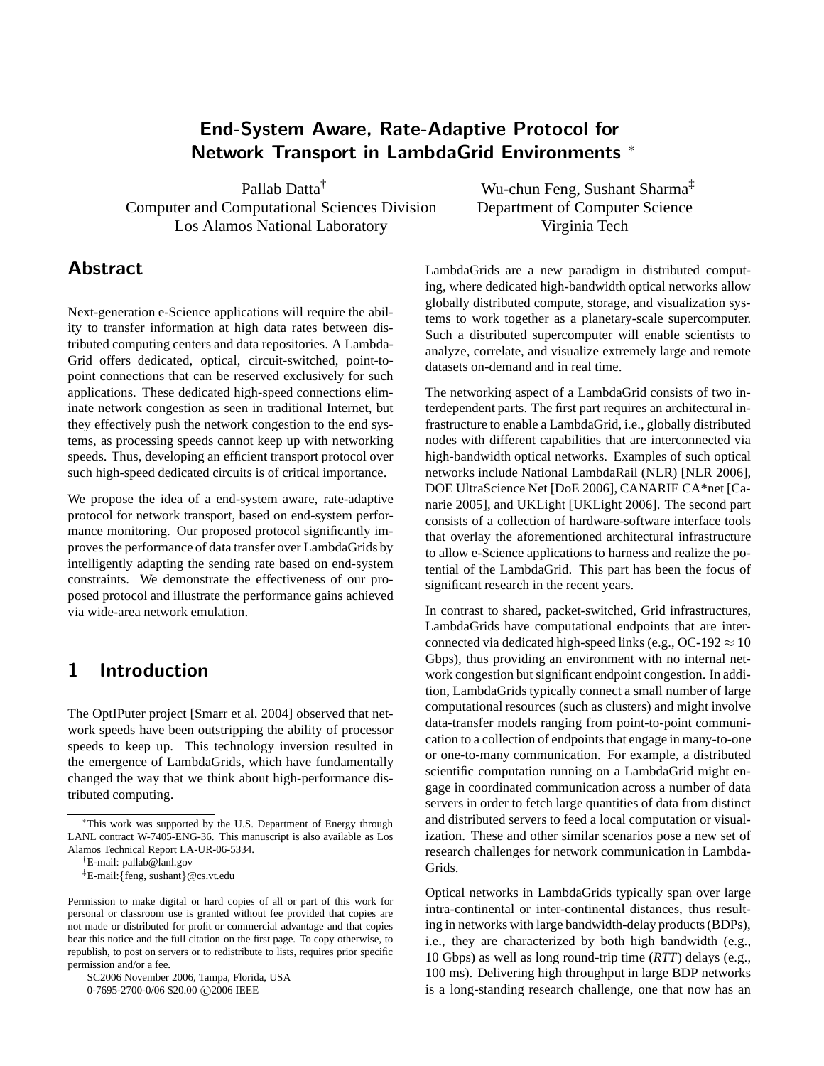# End-System Aware, Rate-Adaptive Protocol for Network Transport in LambdaGrid Environments [*]

Pallab Datta[†]
Computer and Computational Sciences Division
Los Alamos National Laboratory

Wu-chun Feng, Sushant Sharma[‡]
Department of Computer Science
Virginia Tech

## Abstract

Next-generation e-Science applications will require the ability to transfer information at high data rates between distributed computing centers and data repositories. A LambdaGrid offers dedicated, optical, circuit-switched, point-to-point connections that can be reserved exclusively for such applications. These dedicated high-speed connections eliminate network congestion as seen in traditional Internet, but they effectively push the network congestion to the end systems, as processing speeds cannot keep up with networking speeds. Thus, developing an efficient transport protocol over such high-speed dedicated circuits is of critical importance.

We propose the idea of a end-system aware, rate-adaptive protocol for network transport, based on end-system performance monitoring. Our proposed protocol significantly improves the performance of data transfer over LambdaGrids by intelligently adapting the sending rate based on end-system constraints. We demonstrate the effectiveness of our proposed protocol and illustrate the performance gains achieved via wide-area network emulation.

## 1 Introduction

The OptIPuter project [Smarr et al. 2004] observed that network speeds have been outstripping the ability of processor speeds to keep up. This technology inversion resulted in the emergence of LambdaGrids, which have fundamentally changed the way that we think about high-performance distributed computing.

LambdaGrids are a new paradigm in distributed computing, where dedicated high-bandwidth optical networks allow globally distributed compute, storage, and visualization systems to work together as a planetary-scale supercomputer. Such a distributed supercomputer will enable scientists to analyze, correlate, and visualize extremely large and remote datasets on-demand and in real time.

The networking aspect of a LambdaGrid consists of two interdependent parts. The first part requires an architectural infrastructure to enable a LambdaGrid, i.e., globally distributed nodes with different capabilities that are interconnected via high-bandwidth optical networks. Examples of such optical networks include National LambdaRail (NLR) [NLR 2006], DOE UltraScience Net [DoE 2006], CANARIE CA*net [Canarie 2005], and UKLight [UKLight 2006]. The second part consists of a collection of hardware-software interface tools that overlay the aforementioned architectural infrastructure to allow e-Science applications to harness and realize the potential of the LambdaGrid. This part has been the focus of significant research in the recent years.

In contrast to shared, packet-switched, Grid infrastructures, LambdaGrids have computational endpoints that are interconnected via dedicated high-speed links (e.g., OC-192 $\approx 10$ Gbps), thus providing an environment with no internal network congestion but significant endpoint congestion. In addition, LambdaGrids typically connect a small number of large computational resources (such as clusters) and might involve data-transfer models ranging from point-to-point communication to a collection of endpoints that engage in many-to-one or one-to-many communication. For example, a distributed scientific computation running on a LambdaGrid might engage in coordinated communication across a number of data servers in order to fetch large quantities of data from distinct and distributed servers to feed a local computation or visualization. These and other similar scenarios pose a new set of research challenges for network communication in LambdaGrids.

Optical networks in LambdaGrids typically span over large intra-continental or inter-continental distances, thus resulting in networks with large bandwidth-delay products (BDPs), i.e., they are characterized by both high bandwidth (e.g., 10 Gbps) as well as long round-trip time (*RTT*) delays (e.g., 100 ms). Delivering high throughput in large BDP networks is a long-standing research challenge, one that now has an

---

[*] This work was supported by the U.S. Department of Energy through LANL contract W-7405-ENG-36. This manuscript is also available as Los Alamos Technical Report LA-UR-06-5334.

[†] E-mail: pallab@lanl.gov

[‡] E-mail:{feng, sushant}@cs.vt.edu

Permission to make digital or hard copies of all or part of this work for personal or classroom use is granted without fee provided that copies are not made or distributed for profit or commercial advantage and that copies bear this notice and the full citation on the first page. To copy otherwise, to republish, to post on servers or to redistribute to lists, requires prior specific permission and/or a fee.

SC2006 November 2006, Tampa, Florida, USA
0-7695-2700-0/06 $20.00 ©2006 IEEE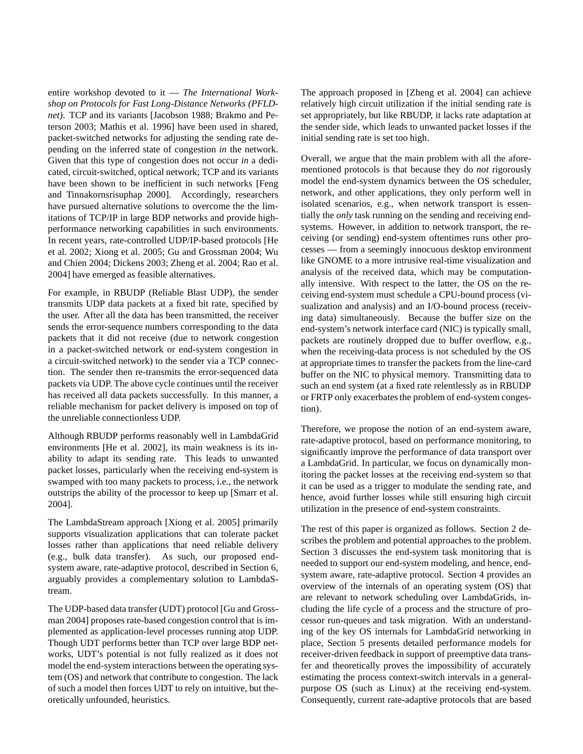entire workshop devoted to it — *The International Workshop on Protocols for Fast Long-Distance Networks (PFLDnet)*. TCP and its variants [Jacobson 1988; Brakmo and Peterson 2003; Mathis et al. 1996] have been used in shared, packet-switched networks for adjusting the sending rate depending on the inferred state of congestion *in* the network. Given that this type of congestion does not occur *in* a dedicated, circuit-switched, optical network; TCP and its variants have been shown to be inefficient in such networks [Feng and Tinnakornsrisuphap 2000]. Accordingly, researchers have pursued alternative solutions to overcome the the limitations of TCP/IP in large BDP networks and provide high-performance networking capabilities in such environments. In recent years, rate-controlled UDP/IP-based protocols [He et al. 2002; Xiong et al. 2005; Gu and Grossman 2004; Wu and Chien 2004; Dickens 2003; Zheng et al. 2004; Rao et al. 2004] have emerged as feasible alternatives.

For example, in RBUDP (Reliable Blast UDP), the sender transmits UDP data packets at a fixed bit rate, specified by the user. After all the data has been transmitted, the receiver sends the error-sequence numbers corresponding to the data packets that it did not receive (due to network congestion in a packet-switched network or end-system congestion in a circuit-switched network) to the sender via a TCP connection. The sender then re-transmits the error-sequenced data packets via UDP. The above cycle continues until the receiver has received all data packets successfully. In this manner, a reliable mechanism for packet delivery is imposed on top of the unreliable connectionless UDP.

Although RBUDP performs reasonably well in LambdaGrid environments [He et al. 2002], its main weakness is its inability to adapt its sending rate. This leads to unwanted packet losses, particularly when the receiving end-system is swamped with too many packets to process, i.e., the network outstrips the ability of the processor to keep up [Smarr et al. 2004].

The LambdaStream approach [Xiong et al. 2005] primarily supports visualization applications that can tolerate packet losses rather than applications that need reliable delivery (e.g., bulk data transfer). As such, our proposed end-system aware, rate-adaptive protocol, described in Section 6, arguably provides a complementary solution to LambdaStream.

The UDP-based data transfer (UDT) protocol [Gu and Grossman 2004] proposes rate-based congestion control that is implemented as application-level processes running atop UDP. Though UDT performs better than TCP over large BDP networks, UDT's potential is not fully realized as it does not model the end-system interactions between the operating system (OS) and network that contribute to congestion. The lack of such a model then forces UDT to rely on intuitive, but theoretically unfounded, heuristics.

The approach proposed in [Zheng et al. 2004] can achieve relatively high circuit utilization if the initial sending rate is set appropriately, but like RBUDP, it lacks rate adaptation at the sender side, which leads to unwanted packet losses if the initial sending rate is set too high.

Overall, we argue that the main problem with all the aforementioned protocols is that because they do *not* rigorously model the end-system dynamics between the OS scheduler, network, and other applications, they only perform well in isolated scenarios, e.g., when network transport is essentially the *only* task running on the sending and receiving end-systems. However, in addition to network transport, the receiving (or sending) end-system oftentimes runs other processes — from a seemingly innocuous desktop environment like GNOME to a more intrusive real-time visualization and analysis of the received data, which may be computationally intensive. With respect to the latter, the OS on the receiving end-system must schedule a CPU-bound process (visualization and analysis) and an I/O-bound process (receiving data) simultaneously. Because the buffer size on the end-system's network interface card (NIC) is typically small, packets are routinely dropped due to buffer overflow, e.g., when the receiving-data process is not scheduled by the OS at appropriate times to transfer the packets from the line-card buffer on the NIC to physical memory. Transmitting data to such an end system (at a fixed rate relentlessly as in RBUDP or FRTP only exacerbates the problem of end-system congestion).

Therefore, we propose the notion of an end-system aware, rate-adaptive protocol, based on performance monitoring, to significantly improve the performance of data transport over a LambdaGrid. In particular, we focus on dynamically monitoring the packet losses at the receiving end-system so that it can be used as a trigger to modulate the sending rate, and hence, avoid further losses while still ensuring high circuit utilization in the presence of end-system constraints.

The rest of this paper is organized as follows. Section 2 describes the problem and potential approaches to the problem. Section 3 discusses the end-system task monitoring that is needed to support our end-system modeling, and hence, end-system aware, rate-adaptive protocol. Section 4 provides an overview of the internals of an operating system (OS) that are relevant to network scheduling over LambdaGrids, including the life cycle of a process and the structure of processor run-queues and task migration. With an understanding of the key OS internals for LambdaGrid networking in place, Section 5 presents detailed performance models for receiver-driven feedback in support of preemptive data transfer and theoretically proves the impossibility of accurately estimating the process context-switch intervals in a general-purpose OS (such as Linux) at the receiving end-system. Consequently, current rate-adaptive protocols that are based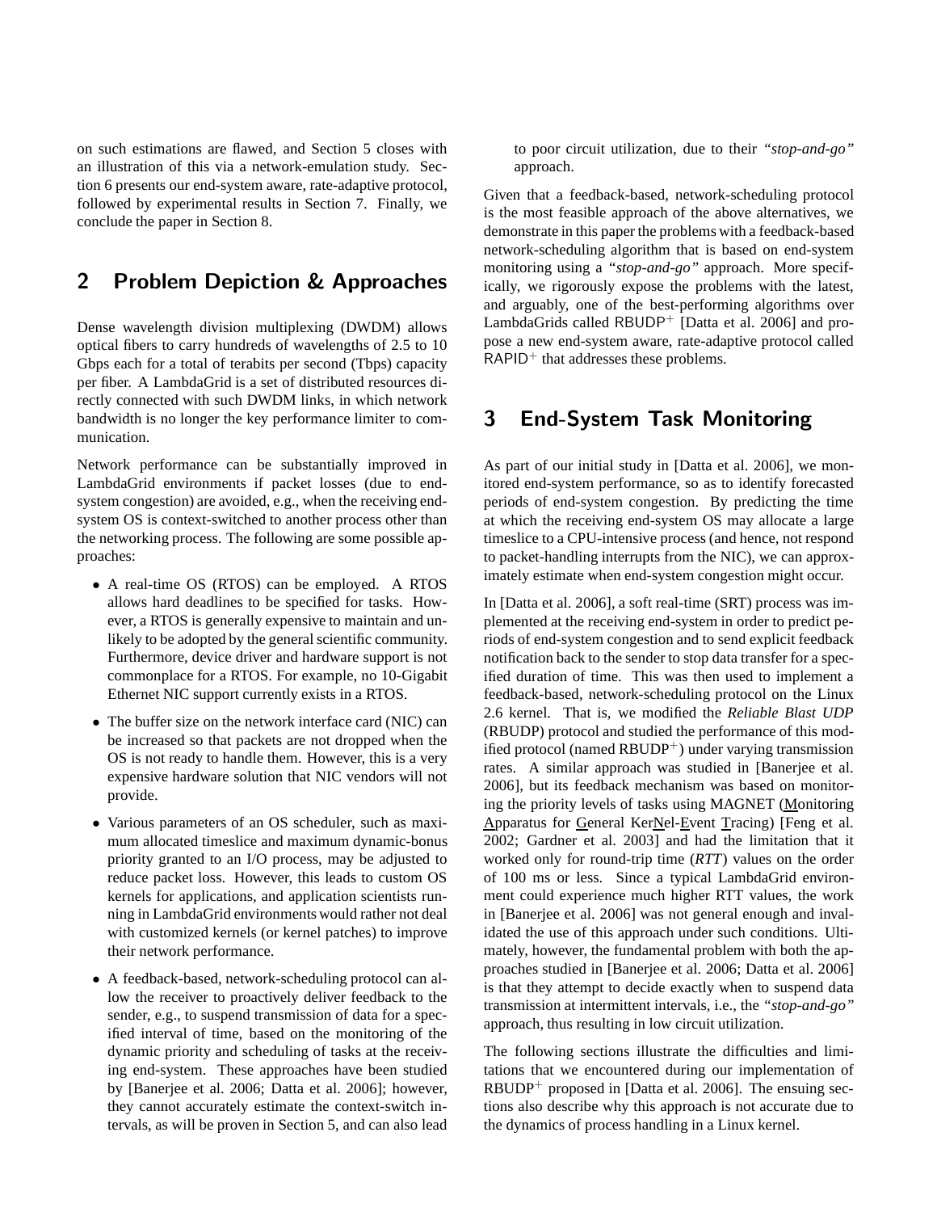on such estimations are flawed, and Section 5 closes with an illustration of this via a network-emulation study. Section 6 presents our end-system aware, rate-adaptive protocol, followed by experimental results in Section 7. Finally, we conclude the paper in Section 8.

## 2 Problem Depiction & Approaches

Dense wavelength division multiplexing (DWDM) allows optical fibers to carry hundreds of wavelengths of 2.5 to 10 Gbps each for a total of terabits per second (Tbps) capacity per fiber. A LambdaGrid is a set of distributed resources directly connected with such DWDM links, in which network bandwidth is no longer the key performance limiter to communication.

Network performance can be substantially improved in LambdaGrid environments if packet losses (due to end-system congestion) are avoided, e.g., when the receiving end-system OS is context-switched to another process other than the networking process. The following are some possible approaches:

- A real-time OS (RTOS) can be employed. A RTOS allows hard deadlines to be specified for tasks. However, a RTOS is generally expensive to maintain and unlikely to be adopted by the general scientific community. Furthermore, device driver and hardware support is not commonplace for a RTOS. For example, no 10-Gigabit Ethernet NIC support currently exists in a RTOS.
- The buffer size on the network interface card (NIC) can be increased so that packets are not dropped when the OS is not ready to handle them. However, this is a very expensive hardware solution that NIC vendors will not provide.
- Various parameters of an OS scheduler, such as maximum allocated timeslice and maximum dynamic-bonus priority granted to an I/O process, may be adjusted to reduce packet loss. However, this leads to custom OS kernels for applications, and application scientists running in LambdaGrid environments would rather not deal with customized kernels (or kernel patches) to improve their network performance.
- A feedback-based, network-scheduling protocol can allow the receiver to proactively deliver feedback to the sender, e.g., to suspend transmission of data for a specified interval of time, based on the monitoring of the dynamic priority and scheduling of tasks at the receiving end-system. These approaches have been studied by [Banerjee et al. 2006; Datta et al. 2006]; however, they cannot accurately estimate the context-switch intervals, as will be proven in Section 5, and can also lead to poor circuit utilization, due to their *"stop-and-go"* approach.

Given that a feedback-based, network-scheduling protocol is the most feasible approach of the above alternatives, we demonstrate in this paper the problems with a feedback-based network-scheduling algorithm that is based on end-system monitoring using a *"stop-and-go"* approach. More specifically, we rigorously expose the problems with the latest, and arguably, one of the best-performing algorithms over LambdaGrids called RBUDP$^+$ [Datta et al. 2006] and propose a new end-system aware, rate-adaptive protocol called RAPID$^+$ that addresses these problems.

## 3 End-System Task Monitoring

As part of our initial study in [Datta et al. 2006], we monitored end-system performance, so as to identify forecasted periods of end-system congestion. By predicting the time at which the receiving end-system OS may allocate a large timeslice to a CPU-intensive process (and hence, not respond to packet-handling interrupts from the NIC), we can approximately estimate when end-system congestion might occur.

In [Datta et al. 2006], a soft real-time (SRT) process was implemented at the receiving end-system in order to predict periods of end-system congestion and to send explicit feedback notification back to the sender to stop data transfer for a specified duration of time. This was then used to implement a feedback-based, network-scheduling protocol on the Linux 2.6 kernel. That is, we modified the *Reliable Blast UDP* (RBUDP) protocol and studied the performance of this modified protocol (named RBUDP$^+$) under varying transmission rates. A similar approach was studied in [Banerjee et al. 2006], but its feedback mechanism was based on monitoring the priority levels of tasks using MAGNET (Monitoring Apparatus for General KerNel-Event Tracing) [Feng et al. 2002; Gardner et al. 2003] and had the limitation that it worked only for round-trip time (*RTT*) values on the order of 100 ms or less. Since a typical LambdaGrid environment could experience much higher RTT values, the work in [Banerjee et al. 2006] was not general enough and invalidated the use of this approach under such conditions. Ultimately, however, the fundamental problem with both the approaches studied in [Banerjee et al. 2006; Datta et al. 2006] is that they attempt to decide exactly when to suspend data transmission at intermittent intervals, i.e., the *"stop-and-go"* approach, thus resulting in low circuit utilization.

The following sections illustrate the difficulties and limitations that we encountered during our implementation of RBUDP$^+$ proposed in [Datta et al. 2006]. The ensuing sections also describe why this approach is not accurate due to the dynamics of process handling in a Linux kernel.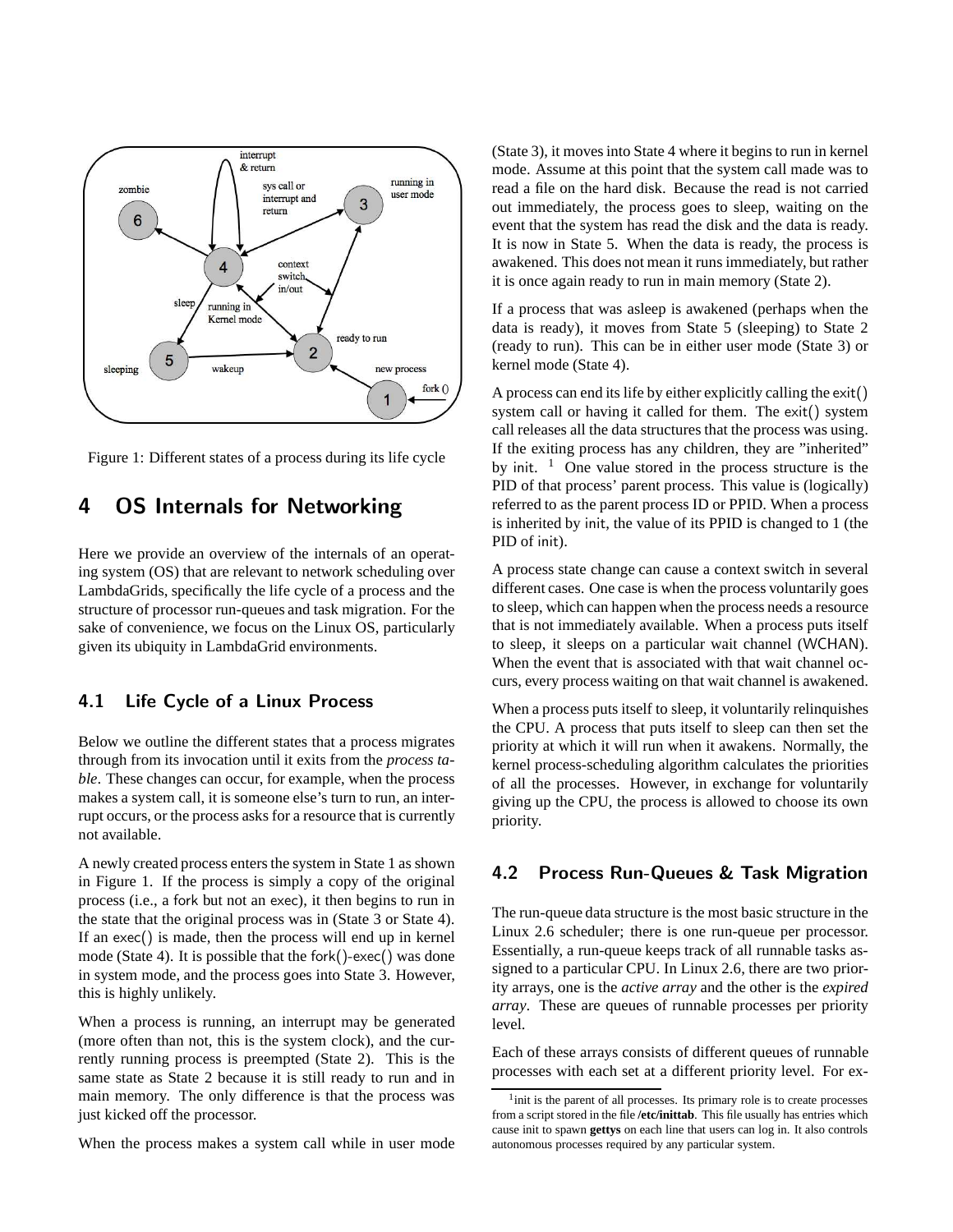Figure 1: Different states of a process during its life cycle

# 4 OS Internals for Networking

Here we provide an overview of the internals of an operating system (OS) that are relevant to network scheduling over LambdaGrids, specifically the life cycle of a process and the structure of processor run-queues and task migration. For the sake of convenience, we focus on the Linux OS, particularly given its ubiquity in LambdaGrid environments.

## 4.1 Life Cycle of a Linux Process

Below we outline the different states that a process migrates through from its invocation until it exits from the *process table*. These changes can occur, for example, when the process makes a system call, it is someone else's turn to run, an interrupt occurs, or the process asks for a resource that is currently not available.

A newly created process enters the system in State 1 as shown in Figure 1. If the process is simply a copy of the original process (i.e., a fork but not an exec), it then begins to run in the state that the original process was in (State 3 or State 4). If an exec() is made, then the process will end up in kernel mode (State 4). It is possible that the fork()-exec() was done in system mode, and the process goes into State 3. However, this is highly unlikely.

When a process is running, an interrupt may be generated (more often than not, this is the system clock), and the currently running process is preempted (State 2). This is the same state as State 2 because it is still ready to run and in main memory. The only difference is that the process was just kicked off the processor.

When the process makes a system call while in user mode (State 3), it moves into State 4 where it begins to run in kernel mode. Assume at this point that the system call made was to read a file on the hard disk. Because the read is not carried out immediately, the process goes to sleep, waiting on the event that the system has read the disk and the data is ready. It is now in State 5. When the data is ready, the process is awakened. This does not mean it runs immediately, but rather it is once again ready to run in main memory (State 2).

If a process that was asleep is awakened (perhaps when the data is ready), it moves from State 5 (sleeping) to State 2 (ready to run). This can be in either user mode (State 3) or kernel mode (State 4).

A process can end its life by either explicitly calling the exit() system call or having it called for them. The exit() system call releases all the data structures that the process was using. If the exiting process has any children, they are "inherited" by init. [1] One value stored in the process structure is the PID of that process' parent process. This value is (logically) referred to as the parent process ID or PPID. When a process is inherited by init, the value of its PPID is changed to 1 (the PID of init).

A process state change can cause a context switch in several different cases. One case is when the process voluntarily goes to sleep, which can happen when the process needs a resource that is not immediately available. When a process puts itself to sleep, it sleeps on a particular wait channel (WCHAN). When the event that is associated with that wait channel occurs, every process waiting on that wait channel is awakened.

When a process puts itself to sleep, it voluntarily relinquishes the CPU. A process that puts itself to sleep can then set the priority at which it will run when it awakens. Normally, the kernel process-scheduling algorithm calculates the priorities of all the processes. However, in exchange for voluntarily giving up the CPU, the process is allowed to choose its own priority.

## 4.2 Process Run-Queues & Task Migration

The run-queue data structure is the most basic structure in the Linux 2.6 scheduler; there is one run-queue per processor. Essentially, a run-queue keeps track of all runnable tasks assigned to a particular CPU. In Linux 2.6, there are two priority arrays, one is the *active array* and the other is the *expired array*. These are queues of runnable processes per priority level.

Each of these arrays consists of different queues of runnable processes with each set at a different priority level. For ex-

[1] init is the parent of all processes. Its primary role is to create processes from a script stored in the file **/etc/inittab**. This file usually has entries which cause init to spawn **gettys** on each line that users can log in. It also controls autonomous processes required by any particular system.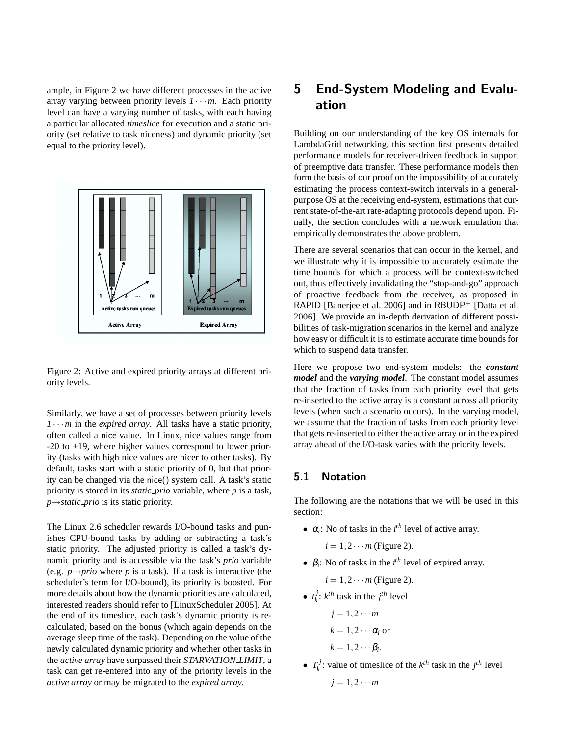ample, in Figure 2 we have different processes in the active array varying between priority levels $1 \cdots m$. Each priority level can have a varying number of tasks, with each having a particular allocated *timeslice* for execution and a static priority (set relative to task niceness) and dynamic priority (set equal to the priority level).

Figure 2: Active and expired priority arrays at different priority levels.

Similarly, we have a set of processes between priority levels $1 \cdots m$ in the *expired array*. All tasks have a static priority, often called a nice value. In Linux, nice values range from -20 to +19, where higher values correspond to lower priority (tasks with high nice values are nicer to other tasks). By default, tasks start with a static priority of 0, but that priority can be changed via the nice() system call. A task's static priority is stored in its *static_prio* variable, where *p* is a task, *p→static_prio* is its static priority.

The Linux 2.6 scheduler rewards I/O-bound tasks and punishes CPU-bound tasks by adding or subtracting a task's static priority. The adjusted priority is called a task's dynamic priority and is accessible via the task's *prio* variable (e.g. *p→prio* where *p* is a task). If a task is interactive (the scheduler's term for I/O-bound), its priority is boosted. For more details about how the dynamic priorities are calculated, interested readers should refer to [LinuxScheduler 2005]. At the end of its timeslice, each task's dynamic priority is recalculated, based on the bonus (which again depends on the average sleep time of the task). Depending on the value of the newly calculated dynamic priority and whether other tasks in the *active array* have surpassed their *STARVATION_LIMIT*, a task can get re-entered into any of the priority levels in the *active array* or may be migrated to the *expired array*.

# 5 End-System Modeling and Evaluation

Building on our understanding of the key OS internals for LambdaGrid networking, this section first presents detailed performance models for receiver-driven feedback in support of preemptive data transfer. These performance models then form the basis of our proof on the impossibility of accurately estimating the process context-switch intervals in a general-purpose OS at the receiving end-system, estimations that current state-of-the-art rate-adapting protocols depend upon. Finally, the section concludes with a network emulation that empirically demonstrates the above problem.

There are several scenarios that can occur in the kernel, and we illustrate why it is impossible to accurately estimate the time bounds for which a process will be context-switched out, thus effectively invalidating the "stop-and-go" approach of proactive feedback from the receiver, as proposed in RAPID [Banerjee et al. 2006] and in RBUDP$^+$ [Datta et al. 2006]. We provide an in-depth derivation of different possibilities of task-migration scenarios in the kernel and analyze how easy or difficult it is to estimate accurate time bounds for which to suspend data transfer.

Here we propose two end-system models: the ***constant model*** and the ***varying model***. The constant model assumes that the fraction of tasks from each priority level that gets re-inserted to the active array is a constant across all priority levels (when such a scenario occurs). In the varying model, we assume that the fraction of tasks from each priority level that gets re-inserted to either the active array or in the expired array ahead of the I/O-task varies with the priority levels.

## 5.1 Notation

The following are the notations that we will be used in this section:

- $\alpha_i$: No of tasks in the $i^{th}$ level of active array.

  $i = 1, 2 \cdots m$ (Figure 2).

- $\beta_i$: No of tasks in the $i^{th}$ level of expired array.

  $i = 1, 2 \cdots m$ (Figure 2).

- $t_k^j$: $k^{th}$ task in the $j^{th}$ level

  $j = 1, 2 \cdots m$

  $k = 1, 2 \cdots \alpha_i$ or

  $k = 1, 2 \cdots \beta_i$.

- $T_k^j$: value of timeslice of the $k^{th}$ task in the $j^{th}$ level

  $j = 1, 2 \cdots m$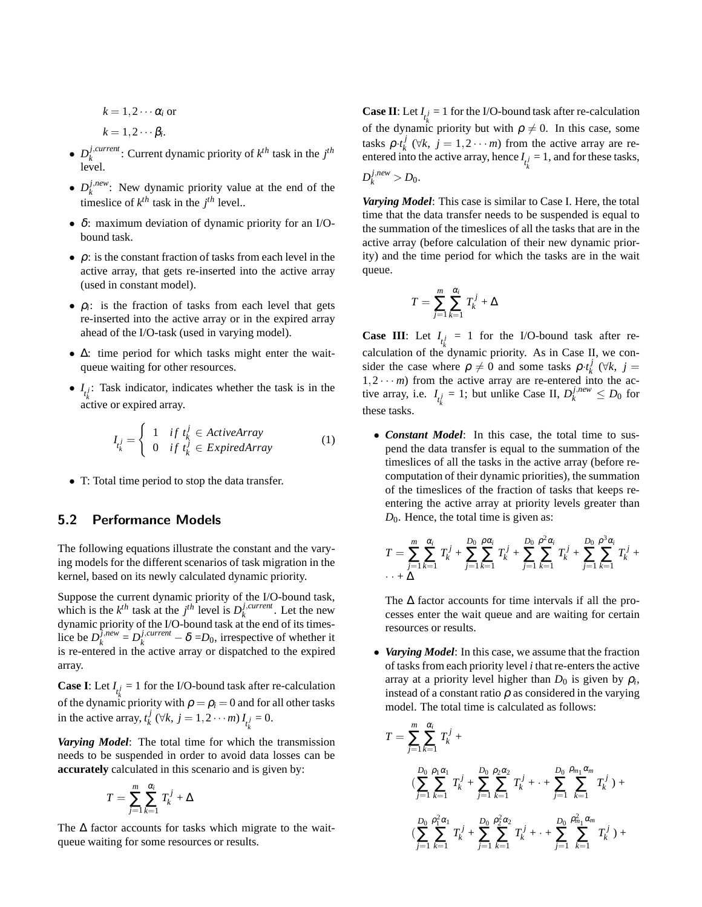$k = 1, 2 \cdots \alpha_i$ or

$k = 1, 2 \cdots \beta_i$.

- $D_k^{j,current}$: Current dynamic priority of $k^{th}$ task in the $j^{th}$ level.
- $D_k^{j,new}$: New dynamic priority value at the end of the timeslice of $k^{th}$ task in the $j^{th}$ level..
- $\delta$: maximum deviation of dynamic priority for an I/O-bound task.
- $\rho$: is the constant fraction of tasks from each level in the active array, that gets re-inserted into the active array (used in constant model).
- $\rho_i$: is the fraction of tasks from each level that gets re-inserted into the active array or in the expired array ahead of the I/O-task (used in varying model).
- $\Delta$: time period for which tasks might enter the wait-queue waiting for other resources.
- $I_{t_k^j}$: Task indicator, indicates whether the task is in the active or expired array.

$$I_{t_k^j} = \begin{cases} 1 & if\ t_k^j \in ActiveArray \\ 0 & if\ t_k^j \in ExpiredArray \end{cases} \tag{1}$$

- T: Total time period to stop the data transfer.

## 5.2 Performance Models

The following equations illustrate the constant and the varying models for the different scenarios of task migration in the kernel, based on its newly calculated dynamic priority.

Suppose the current dynamic priority of the I/O-bound task, which is the $k^{th}$ task at the $j^{th}$ level is $D_k^{j,current}$. Let the new dynamic priority of the I/O-bound task at the end of its timeslice be $D_k^{j,new} = D_k^{j,current} - \delta = D_0$, irrespective of whether it is re-entered in the active array or dispatched to the expired array.

**Case I**: Let $I_{t_k^j}$ = 1 for the I/O-bound task after re-calculation of the dynamic priority with $\rho = \rho_i = 0$ and for all other tasks in the active array, $t_k^j$ ($\forall k,\ j = 1, 2 \cdots m$) $I_{t_k^j}$ = 0.

***Varying Model***: The total time for which the transmission needs to be suspended in order to avoid data losses can be **accurately** calculated in this scenario and is given by:

$$T = \sum_{j=1}^{m} \sum_{k=1}^{\alpha_i} T_k^j + \Delta$$

The $\Delta$ factor accounts for tasks which migrate to the wait-queue waiting for some resources or results.

**Case II**: Let $I_{t_k^j}$ = 1 for the I/O-bound task after re-calculation of the dynamic priority but with $\rho \neq 0$. In this case, some tasks $\rho{\cdot}t_k^j$ ($\forall k,\ j = 1, 2 \cdots m$) from the active array are re-entered into the active array, hence $I_{t_k^j}$ = 1, and for these tasks, $D_k^{j,new} > D_0$.

***Varying Model***: This case is similar to Case I. Here, the total time that the data transfer needs to be suspended is equal to the summation of the timeslices of all the tasks that are in the active array (before calculation of their new dynamic priority) and the time period for which the tasks are in the wait queue.

$$T = \sum_{j=1}^{m} \sum_{k=1}^{\alpha_i} T_k^j + \Delta$$

**Case III**: Let $I_{t_k^j}$ = 1 for the I/O-bound task after re-calculation of the dynamic priority. As in Case II, we consider the case where $\rho \neq 0$ and some tasks $\rho{\cdot}t_k^j$ ($\forall k,\ j = 1, 2 \cdots m$) from the active array are re-entered into the active array, i.e. $I_{t_k^j}$ = 1; but unlike Case II, $D_k^{j,new} \leq D_0$ for these tasks.

- ***Constant Model***: In this case, the total time to suspend the data transfer is equal to the summation of the timeslices of all the tasks in the active array (before re-computation of their dynamic priorities), the summation of the timeslices of the fraction of tasks that keeps re-entering the active array at priority levels greater than $D_0$. Hence, the total time is given as:

$$T = \sum_{j=1}^{m} \sum_{k=1}^{\alpha_i} T_k^j + \sum_{j=1}^{D_0} \sum_{k=1}^{\rho\alpha_i} T_k^j + \sum_{j=1}^{D_0} \sum_{k=1}^{\rho^2\alpha_i} T_k^j + \sum_{j=1}^{D_0} \sum_{k=1}^{\rho^3\alpha_i} T_k^j + \cdot\cdot + \Delta$$

  The $\Delta$ factor accounts for time intervals if all the processes enter the wait queue and are waiting for certain resources or results.

- ***Varying Model***: In this case, we assume that the fraction of tasks from each priority level $i$ that re-enters the active array at a priority level higher than $D_0$ is given by $\rho_i$, instead of a constant ratio $\rho$ as considered in the varying model. The total time is calculated as follows:

$$T = \sum_{j=1}^{m} \sum_{k=1}^{\alpha_i} T_k^j +$$

$$\left(\sum_{j=1}^{D_0} \sum_{k=1}^{\rho_1\alpha_1} T_k^j + \sum_{j=1}^{D_0} \sum_{k=1}^{\rho_2\alpha_2} T_k^j + \cdot + \sum_{j=1}^{D_0} \sum_{k=1}^{\rho_{m_1}\alpha_m} T_k^j\right) +$$

$$\left(\sum_{j=1}^{D_0} \sum_{k=1}^{\rho_1^2\alpha_1} T_k^j + \sum_{j=1}^{D_0} \sum_{k=1}^{\rho_2^2\alpha_2} T_k^j + \cdot + \sum_{j=1}^{D_0} \sum_{k=1}^{\rho_{m_1}^2\alpha_m} T_k^j\right) +$$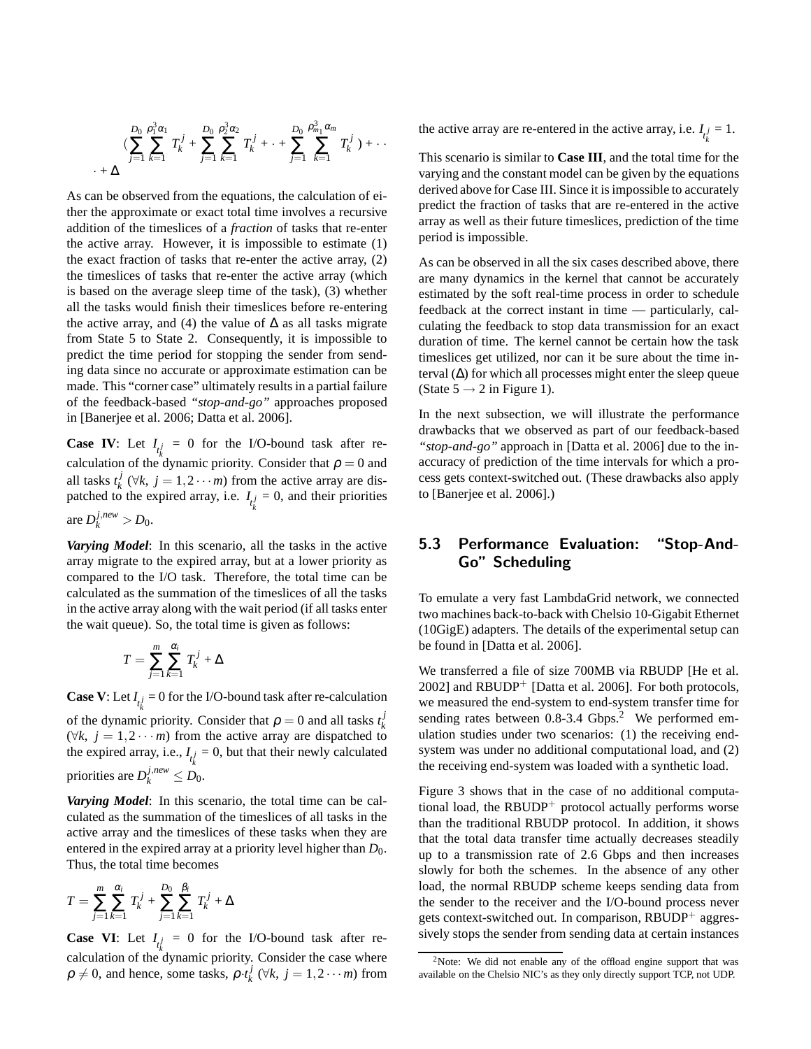$$(\sum_{j=1}^{D_0} \sum_{k=1}^{\rho_1^3 \alpha_1} T_k^j + \sum_{j=1}^{D_0} \sum_{k=1}^{\rho_2^3 \alpha_2} T_k^j + \cdot + \sum_{j=1}^{D_0} \sum_{k=1}^{\rho_{m_1}^3 \alpha_m} T_k^j ) + \cdot \cdot \cdot + \Delta$$

As can be observed from the equations, the calculation of either the approximate or exact total time involves a recursive addition of the timeslices of a *fraction* of tasks that re-enter the active array. However, it is impossible to estimate (1) the exact fraction of tasks that re-enter the active array, (2) the timeslices of tasks that re-enter the active array (which is based on the average sleep time of the task), (3) whether all the tasks would finish their timeslices before re-entering the active array, and (4) the value of $\Delta$ as all tasks migrate from State 5 to State 2. Consequently, it is impossible to predict the time period for stopping the sender from sending data since no accurate or approximate estimation can be made. This "corner case" ultimately results in a partial failure of the feedback-based *"stop-and-go"* approaches proposed in [Banerjee et al. 2006; Datta et al. 2006].

**Case IV**: Let $I_{t_k^j} = 0$ for the I/O-bound task after re-calculation of the dynamic priority. Consider that $\rho = 0$ and all tasks $t_k^j$ ($\forall k,\ j = 1, 2 \cdots m$) from the active array are dispatched to the expired array, i.e. $I_{t_k^j} = 0$, and their priorities are $D_k^{j,new} > D_0$.

***Varying Model***: In this scenario, all the tasks in the active array migrate to the expired array, but at a lower priority as compared to the I/O task. Therefore, the total time can be calculated as the summation of the timeslices of all the tasks in the active array along with the wait period (if all tasks enter the wait queue). So, the total time is given as follows:

$$T = \sum_{j=1}^{m} \sum_{k=1}^{\alpha_i} T_k^j + \Delta$$

**Case V**: Let $I_{t_k^j} = 0$ for the I/O-bound task after re-calculation of the dynamic priority. Consider that $\rho = 0$ and all tasks $t_k^j$ ($\forall k,\ j = 1, 2 \cdots m$) from the active array are dispatched to the expired array, i.e., $I_{t_k^j} = 0$, but that their newly calculated priorities are $D_k^{j,new} \leq D_0$.

***Varying Model***: In this scenario, the total time can be calculated as the summation of the timeslices of all tasks in the active array and the timeslices of these tasks when they are entered in the expired array at a priority level higher than $D_0$. Thus, the total time becomes

$$T = \sum_{j=1}^{m} \sum_{k=1}^{\alpha_i} T_k^j + \sum_{j=1}^{D_0} \sum_{k=1}^{\beta_i} T_k^j + \Delta$$

**Case VI**: Let $I_{t_k^j} = 0$ for the I/O-bound task after re-calculation of the dynamic priority. Consider the case where $\rho \neq 0$, and hence, some tasks, $\rho \cdot t_k^j$ ($\forall k,\ j = 1, 2 \cdots m$) from the active array are re-entered in the active array, i.e. $I_{t_k^j} = 1$.

This scenario is similar to **Case III**, and the total time for the varying and the constant model can be given by the equations derived above for Case III. Since it is impossible to accurately predict the fraction of tasks that are re-entered in the active array as well as their future timeslices, prediction of the time period is impossible.

As can be observed in all the six cases described above, there are many dynamics in the kernel that cannot be accurately estimated by the soft real-time process in order to schedule feedback at the correct instant in time — particularly, calculating the feedback to stop data transmission for an exact duration of time. The kernel cannot be certain how the task timeslices get utilized, nor can it be sure about the time interval ($\Delta$) for which all processes might enter the sleep queue (State 5 $\rightarrow$ 2 in Figure 1).

In the next subsection, we will illustrate the performance drawbacks that we observed as part of our feedback-based *"stop-and-go"* approach in [Datta et al. 2006] due to the inaccuracy of prediction of the time intervals for which a process gets context-switched out. (These drawbacks also apply to [Banerjee et al. 2006].)

## 5.3 Performance Evaluation: "Stop-And-Go" Scheduling

To emulate a very fast LambdaGrid network, we connected two machines back-to-back with Chelsio 10-Gigabit Ethernet (10GigE) adapters. The details of the experimental setup can be found in [Datta et al. 2006].

We transferred a file of size 700MB via RBUDP [He et al. 2002] and RBUDP$^+$ [Datta et al. 2006]. For both protocols, we measured the end-system to end-system transfer time for sending rates between 0.8-3.4 Gbps.[2] We performed emulation studies under two scenarios: (1) the receiving end-system was under no additional computational load, and (2) the receiving end-system was loaded with a synthetic load.

Figure 3 shows that in the case of no additional computational load, the RBUDP$^+$ protocol actually performs worse than the traditional RBUDP protocol. In addition, it shows that the total data transfer time actually decreases steadily up to a transmission rate of 2.6 Gbps and then increases slowly for both the schemes. In the absence of any other load, the normal RBUDP scheme keeps sending data from the sender to the receiver and the I/O-bound process never gets context-switched out. In comparison, RBUDP$^+$ aggressively stops the sender from sending data at certain instances

[2]Note: We did not enable any of the offload engine support that was available on the Chelsio NIC's as they only directly support TCP, not UDP.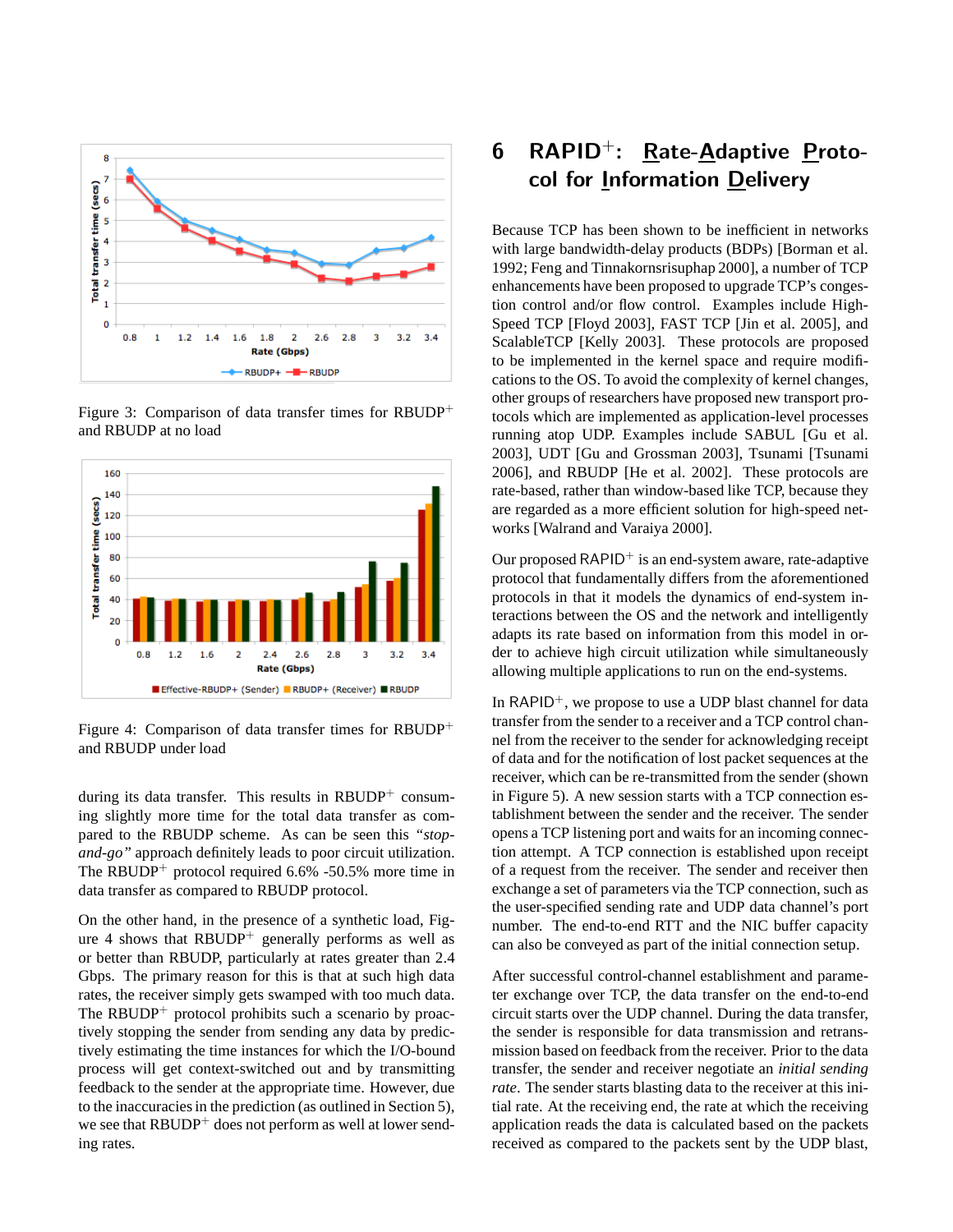Figure 3: Comparison of data transfer times for RBUDP$^+$ and RBUDP at no load

Figure 4: Comparison of data transfer times for RBUDP$^+$ and RBUDP under load

during its data transfer. This results in RBUDP$^+$ consuming slightly more time for the total data transfer as compared to the RBUDP scheme. As can be seen this *"stop-and-go"* approach definitely leads to poor circuit utilization. The RBUDP$^+$ protocol required 6.6% -50.5% more time in data transfer as compared to RBUDP protocol.

On the other hand, in the presence of a synthetic load, Figure 4 shows that RBUDP$^+$ generally performs as well as or better than RBUDP, particularly at rates greater than 2.4 Gbps. The primary reason for this is that at such high data rates, the receiver simply gets swamped with too much data. The RBUDP$^+$ protocol prohibits such a scenario by proactively stopping the sender from sending any data by predictively estimating the time instances for which the I/O-bound process will get context-switched out and by transmitting feedback to the sender at the appropriate time. However, due to the inaccuracies in the prediction (as outlined in Section 5), we see that RBUDP$^+$ does not perform as well at lower sending rates.

## 6 RAPID$^+$: Rate-Adaptive Protocol for Information Delivery

Because TCP has been shown to be inefficient in networks with large bandwidth-delay products (BDPs) [Borman et al. 1992; Feng and Tinnakornsrisuphap 2000], a number of TCP enhancements have been proposed to upgrade TCP's congestion control and/or flow control. Examples include High-Speed TCP [Floyd 2003], FAST TCP [Jin et al. 2005], and ScalableTCP [Kelly 2003]. These protocols are proposed to be implemented in the kernel space and require modifications to the OS. To avoid the complexity of kernel changes, other groups of researchers have proposed new transport protocols which are implemented as application-level processes running atop UDP. Examples include SABUL [Gu et al. 2003], UDT [Gu and Grossman 2003], Tsunami [Tsunami 2006], and RBUDP [He et al. 2002]. These protocols are rate-based, rather than window-based like TCP, because they are regarded as a more efficient solution for high-speed networks [Walrand and Varaiya 2000].

Our proposed RAPID$^+$ is an end-system aware, rate-adaptive protocol that fundamentally differs from the aforementioned protocols in that it models the dynamics of end-system interactions between the OS and the network and intelligently adapts its rate based on information from this model in order to achieve high circuit utilization while simultaneously allowing multiple applications to run on the end-systems.

In RAPID$^+$, we propose to use a UDP blast channel for data transfer from the sender to a receiver and a TCP control channel from the receiver to the sender for acknowledging receipt of data and for the notification of lost packet sequences at the receiver, which can be re-transmitted from the sender (shown in Figure 5). A new session starts with a TCP connection establishment between the sender and the receiver. The sender opens a TCP listening port and waits for an incoming connection attempt. A TCP connection is established upon receipt of a request from the receiver. The sender and receiver then exchange a set of parameters via the TCP connection, such as the user-specified sending rate and UDP data channel's port number. The end-to-end RTT and the NIC buffer capacity can also be conveyed as part of the initial connection setup.

After successful control-channel establishment and parameter exchange over TCP, the data transfer on the end-to-end circuit starts over the UDP channel. During the data transfer, the sender is responsible for data transmission and retransmission based on feedback from the receiver. Prior to the data transfer, the sender and receiver negotiate an *initial sending rate*. The sender starts blasting data to the receiver at this initial rate. At the receiving end, the rate at which the receiving application reads the data is calculated based on the packets received as compared to the packets sent by the UDP blast,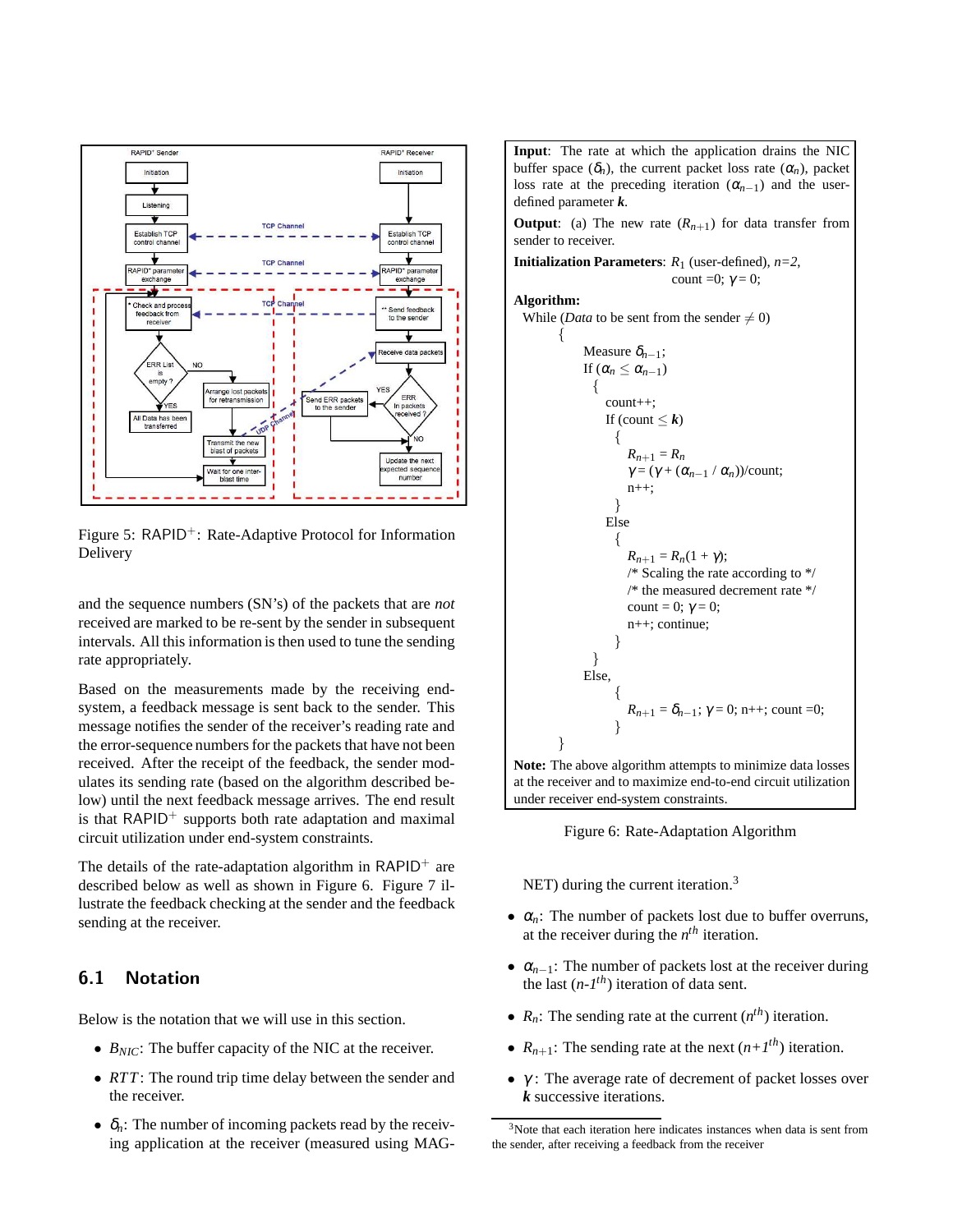Figure 5: RAPID$^+$: Rate-Adaptive Protocol for Information Delivery

and the sequence numbers (SN's) of the packets that are *not* received are marked to be re-sent by the sender in subsequent intervals. All this information is then used to tune the sending rate appropriately.

Based on the measurements made by the receiving end-system, a feedback message is sent back to the sender. This message notifies the sender of the receiver's reading rate and the error-sequence numbers for the packets that have not been received. After the receipt of the feedback, the sender modulates its sending rate (based on the algorithm described below) until the next feedback message arrives. The end result is that RAPID$^+$ supports both rate adaptation and maximal circuit utilization under end-system constraints.

The details of the rate-adaptation algorithm in RAPID$^+$ are described below as well as shown in Figure 6. Figure 7 illustrate the feedback checking at the sender and the feedback sending at the receiver.

## 6.1 Notation

Below is the notation that we will use in this section.

- $B_{NIC}$: The buffer capacity of the NIC at the receiver.
- $RTT$: The round trip time delay between the sender and the receiver.
- $\delta_n$: The number of incoming packets read by the receiving application at the receiver (measured using MAGNET) during the current iteration.[3]
- $\alpha_n$: The number of packets lost due to buffer overruns, at the receiver during the $n^{th}$ iteration.
- $\alpha_{n-1}$: The number of packets lost at the receiver during the last ($n$-$1^{th}$) iteration of data sent.
- $R_n$: The sending rate at the current ($n^{th}$) iteration.
- $R_{n+1}$: The sending rate at the next ($n$+$1^{th}$) iteration.
- $\gamma$: The average rate of decrement of packet losses over $\boldsymbol{k}$ successive iterations.

---

**Input**: The rate at which the application drains the NIC buffer space ($\delta_n$), the current packet loss rate ($\alpha_n$), packet loss rate at the preceding iteration ($\alpha_{n-1}$) and the user-defined parameter $\boldsymbol{k}$.

**Output**: (a) The new rate ($R_{n+1}$) for data transfer from sender to receiver.

**Initialization Parameters**: $R_1$ (user-defined), $n$=2, count =0; $\gamma$ = 0;

**Algorithm:**

While (*Data* to be sent from the sender $\neq$ 0)
{
  Measure $\delta_{n-1}$;
  If ($\alpha_n \leq \alpha_{n-1}$)
  {
    count++;
    If (count $\leq \boldsymbol{k}$)
    {
      $R_{n+1} = R_n$
      $\gamma = (\gamma + (\alpha_{n-1} / \alpha_n))$/count;
      n++;
    }
    Else
    {
      $R_{n+1} = R_n(1 + \gamma)$;
      /* Scaling the rate according to */
      /* the measured decrement rate */
      count = 0; $\gamma$ = 0;
      n++; continue;
    }
  }
  Else,
  {
    $R_{n+1} = \delta_{n-1}$; $\gamma$ = 0; n++; count =0;
  }
}

**Note:** The above algorithm attempts to minimize data losses at the receiver and to maximize end-to-end circuit utilization under receiver end-system constraints.

Figure 6: Rate-Adaptation Algorithm

---

[3] Note that each iteration here indicates instances when data is sent from the sender, after receiving a feedback from the receiver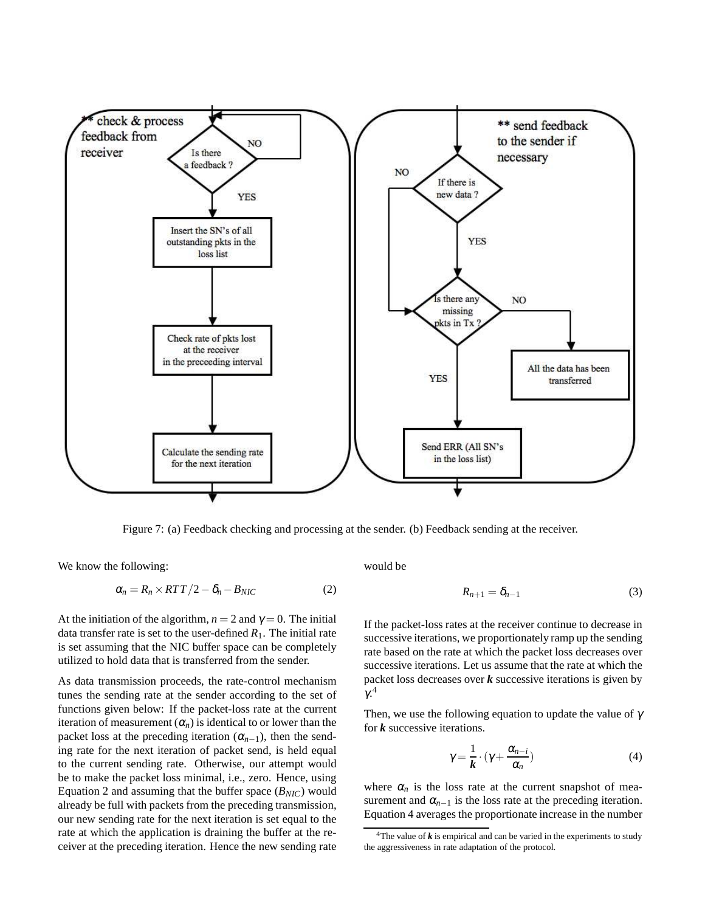Figure 7: (a) Feedback checking and processing at the sender. (b) Feedback sending at the receiver.

We know the following:

$$\alpha_n = R_n \times RTT/2 - \delta_n - B_{NIC} \qquad (2)$$

At the initiation of the algorithm, $n = 2$ and $\gamma = 0$. The initial data transfer rate is set to the user-defined $R_1$. The initial rate is set assuming that the NIC buffer space can be completely utilized to hold data that is transferred from the sender.

As data transmission proceeds, the rate-control mechanism tunes the sending rate at the sender according to the set of functions given below: If the packet-loss rate at the current iteration of measurement ($\alpha_n$) is identical to or lower than the packet loss at the preceding iteration ($\alpha_{n-1}$), then the sending rate for the next iteration of packet send, is held equal to the current sending rate. Otherwise, our attempt would be to make the packet loss minimal, i.e., zero. Hence, using Equation 2 and assuming that the buffer space ($B_{NIC}$) would already be full with packets from the preceding transmission, our new sending rate for the next iteration is set equal to the rate at which the application is draining the buffer at the receiver at the preceding iteration. Hence the new sending rate would be

$$R_{n+1} = \delta_{n-1} \qquad (3)$$

If the packet-loss rates at the receiver continue to decrease in successive iterations, we proportionately ramp up the sending rate based on the rate at which the packet loss decreases over successive iterations. Let us assume that the rate at which the packet loss decreases over $\boldsymbol{k}$ successive iterations is given by $\gamma$.[4]

Then, we use the following equation to update the value of $\gamma$ for $\boldsymbol{k}$ successive iterations.

$$\gamma = \frac{1}{\boldsymbol{k}} \cdot (\gamma + \frac{\alpha_{n-i}}{\alpha_n}) \qquad (4)$$

where $\alpha_n$ is the loss rate at the current snapshot of measurement and $\alpha_{n-1}$ is the loss rate at the preceding iteration. Equation 4 averages the proportionate increase in the number

[4]The value of $\boldsymbol{k}$ is empirical and can be varied in the experiments to study the aggressiveness in rate adaptation of the protocol.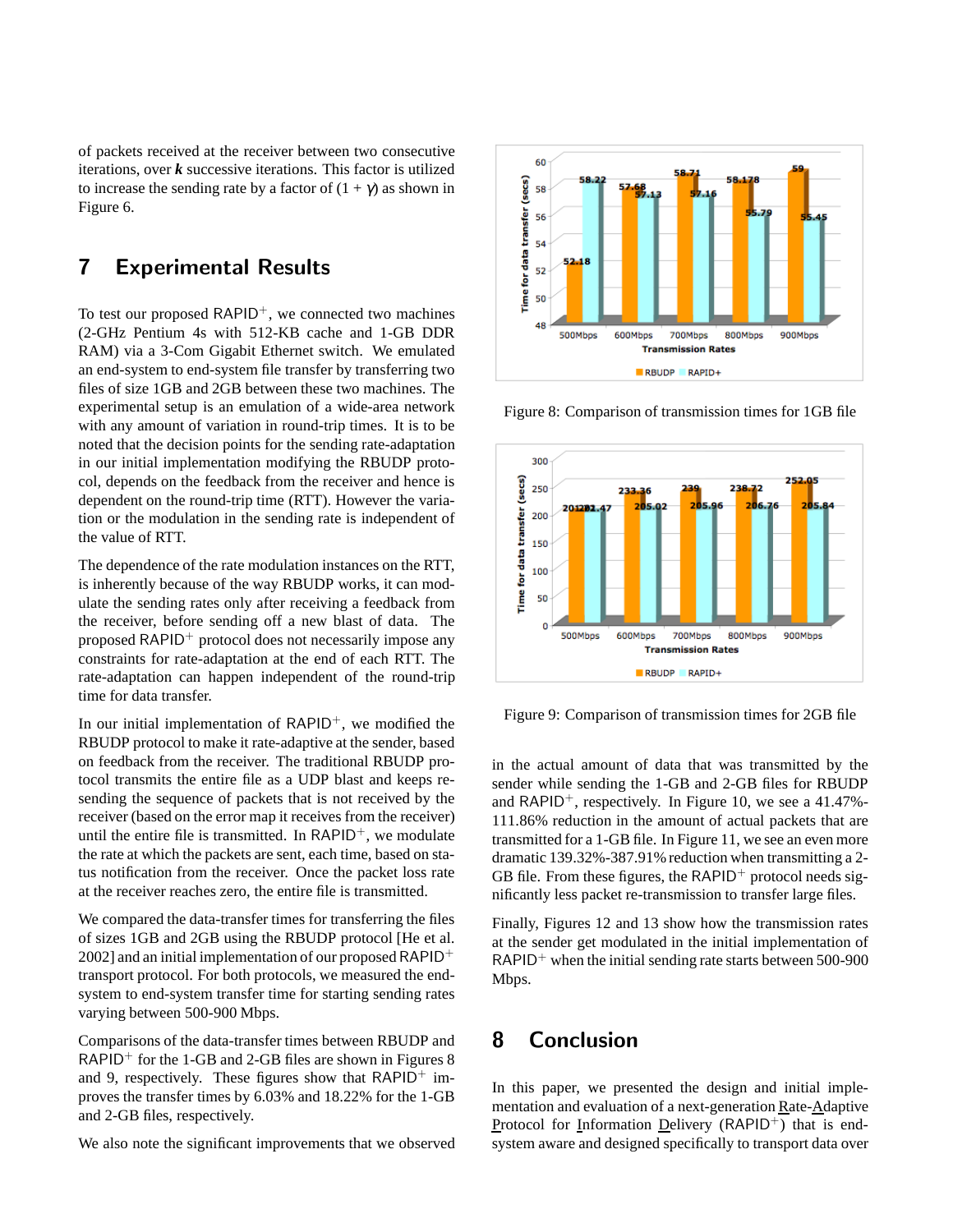of packets received at the receiver between two consecutive iterations, over ***k*** successive iterations. This factor is utilized to increase the sending rate by a factor of $(1 + \gamma)$ as shown in Figure 6.

## 7 Experimental Results

To test our proposed RAPID$^+$, we connected two machines (2-GHz Pentium 4s with 512-KB cache and 1-GB DDR RAM) via a 3-Com Gigabit Ethernet switch. We emulated an end-system to end-system file transfer by transferring two files of size 1GB and 2GB between these two machines. The experimental setup is an emulation of a wide-area network with any amount of variation in round-trip times. It is to be noted that the decision points for the sending rate-adaptation in our initial implementation modifying the RBUDP protocol, depends on the feedback from the receiver and hence is dependent on the round-trip time (RTT). However the variation or the modulation in the sending rate is independent of the value of RTT.

The dependence of the rate modulation instances on the RTT, is inherently because of the way RBUDP works, it can modulate the sending rates only after receiving a feedback from the receiver, before sending off a new blast of data. The proposed RAPID$^+$ protocol does not necessarily impose any constraints for rate-adaptation at the end of each RTT. The rate-adaptation can happen independent of the round-trip time for data transfer.

In our initial implementation of RAPID$^+$, we modified the RBUDP protocol to make it rate-adaptive at the sender, based on feedback from the receiver. The traditional RBUDP protocol transmits the entire file as a UDP blast and keeps resending the sequence of packets that is not received by the receiver (based on the error map it receives from the receiver) until the entire file is transmitted. In RAPID$^+$, we modulate the rate at which the packets are sent, each time, based on status notification from the receiver. Once the packet loss rate at the receiver reaches zero, the entire file is transmitted.

We compared the data-transfer times for transferring the files of sizes 1GB and 2GB using the RBUDP protocol [He et al. 2002] and an initial implementation of our proposed RAPID$^+$ transport protocol. For both protocols, we measured the end-system to end-system transfer time for starting sending rates varying between 500-900 Mbps.

Comparisons of the data-transfer times between RBUDP and RAPID$^+$ for the 1-GB and 2-GB files are shown in Figures 8 and 9, respectively. These figures show that RAPID$^+$ improves the transfer times by 6.03% and 18.22% for the 1-GB and 2-GB files, respectively.

We also note the significant improvements that we observed in the actual amount of data that was transmitted by the sender while sending the 1-GB and 2-GB files for RBUDP and RAPID$^+$, respectively. In Figure 10, we see a 41.47%-111.86% reduction in the amount of actual packets that are transmitted for a 1-GB file. In Figure 11, we see an even more dramatic 139.32%-387.91% reduction when transmitting a 2-GB file. From these figures, the RAPID$^+$ protocol needs significantly less packet re-transmission to transfer large files.

Finally, Figures 12 and 13 show how the transmission rates at the sender get modulated in the initial implementation of RAPID$^+$ when the initial sending rate starts between 500-900 Mbps.

| Transmission Rates | RBUDP | RAPID+ |
|---|---|---|
| 500Mbps | 52.18 | 58.22 |
| 600Mbps | 57.68 | 57.13 |
| 700Mbps | 58.71 | 57.16 |
| 800Mbps | 58.178 | 55.79 |
| 900Mbps | 59 | 55.45 |

Figure 8: Comparison of transmission times for 1GB file

| Transmission Rates | RBUDP | RAPID+ |
|---|---|---|
| 500Mbps | 201 | 202.47 |
| 600Mbps | 233.36 | 205.02 |
| 700Mbps | 239 | 205.96 |
| 800Mbps | 238.72 | 206.76 |
| 900Mbps | 252.05 | 205.84 |

Figure 9: Comparison of transmission times for 2GB file

## 8 Conclusion

In this paper, we presented the design and initial implementation and evaluation of a next-generation <u>R</u>ate-<u>A</u>daptive <u>P</u>rotocol for <u>I</u>nformation <u>D</u>elivery (RAPID$^+$) that is end-system aware and designed specifically to transport data over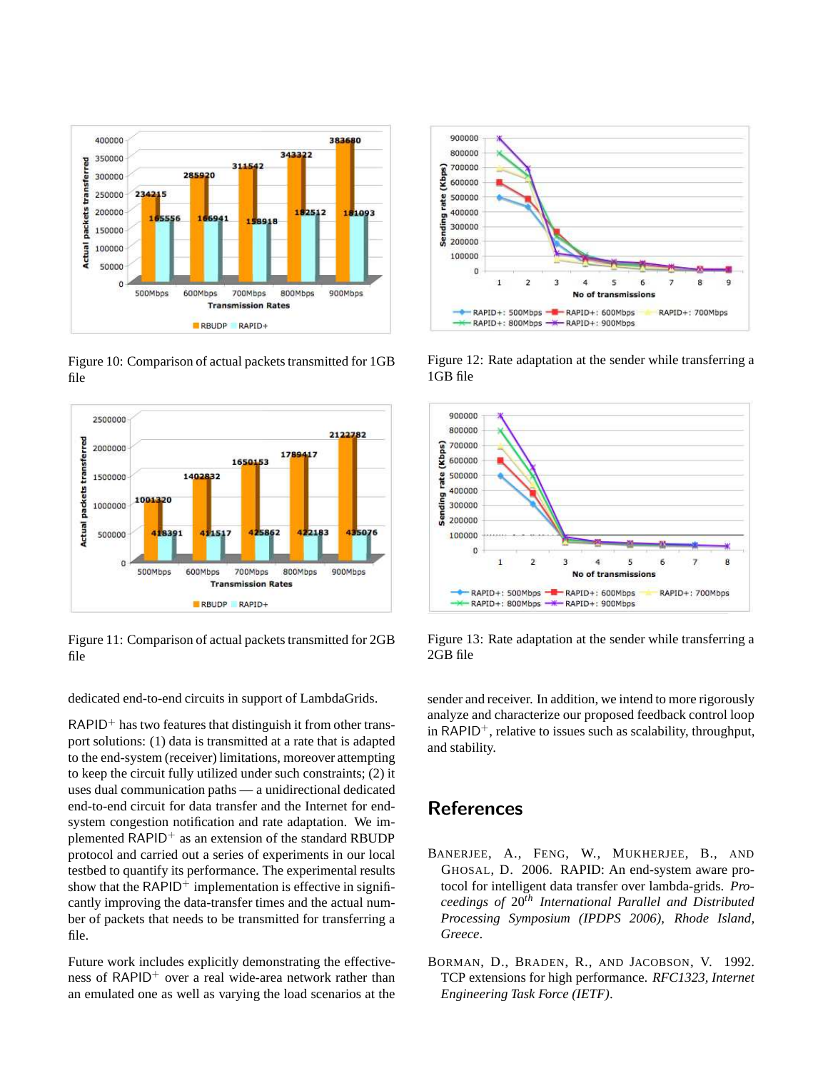Figure 10: Comparison of actual packets transmitted for 1GB file

Figure 11: Comparison of actual packets transmitted for 2GB file

Figure 12: Rate adaptation at the sender while transferring a 1GB file

Figure 13: Rate adaptation at the sender while transferring a 2GB file

dedicated end-to-end circuits in support of LambdaGrids.

RAPID$^+$ has two features that distinguish it from other transport solutions: (1) data is transmitted at a rate that is adapted to the end-system (receiver) limitations, moreover attempting to keep the circuit fully utilized under such constraints; (2) it uses dual communication paths — a unidirectional dedicated end-to-end circuit for data transfer and the Internet for end-system congestion notification and rate adaptation. We implemented RAPID$^+$ as an extension of the standard RBUDP protocol and carried out a series of experiments in our local testbed to quantify its performance. The experimental results show that the RAPID$^+$ implementation is effective in significantly improving the data-transfer times and the actual number of packets that needs to be transmitted for transferring a file.

Future work includes explicitly demonstrating the effectiveness of RAPID$^+$ over a real wide-area network rather than an emulated one as well as varying the load scenarios at the sender and receiver. In addition, we intend to more rigorously analyze and characterize our proposed feedback control loop in RAPID$^+$, relative to issues such as scalability, throughput, and stability.

## References

Banerjee, A., Feng, W., Mukherjee, B., and Ghosal, D. 2006. RAPID: An end-system aware protocol for intelligent data transfer over lambda-grids. *Proceedings of 20$^{th}$ International Parallel and Distributed Processing Symposium (IPDPS 2006), Rhode Island, Greece*.

Borman, D., Braden, R., and Jacobson, V. 1992. TCP extensions for high performance. *RFC1323, Internet Engineering Task Force (IETF)*.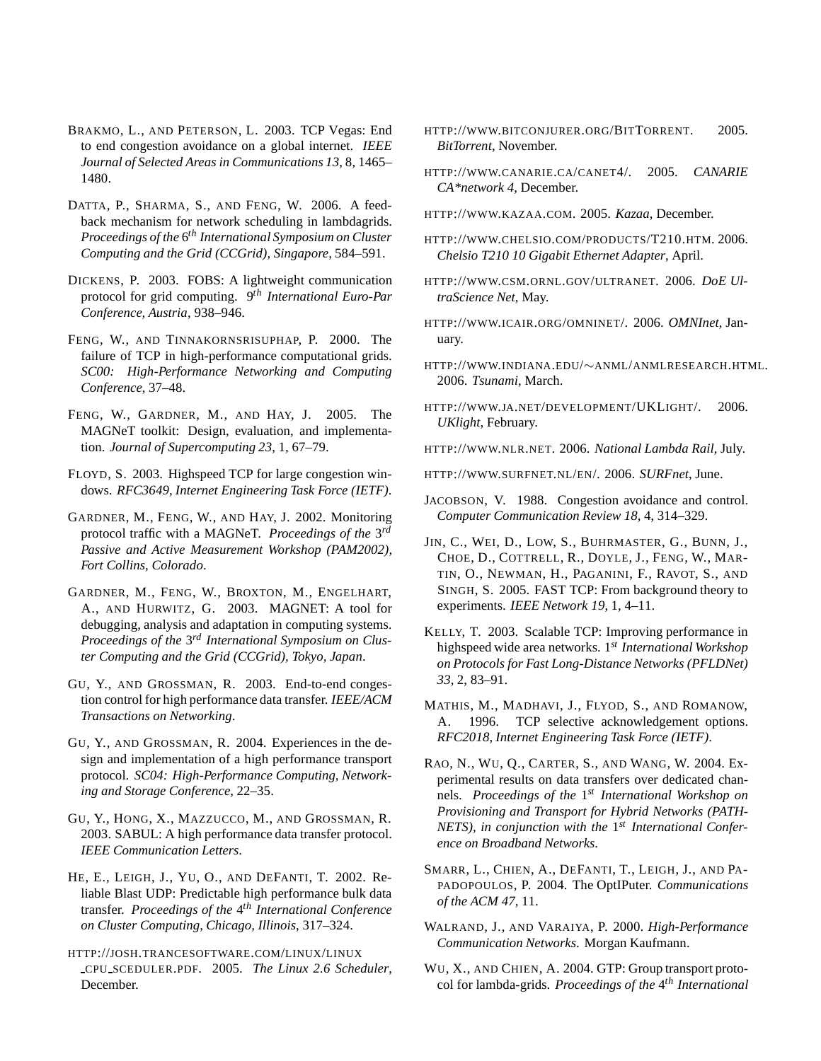Brakmo, L., and Peterson, L. 2003. TCP Vegas: End to end congestion avoidance on a global internet. *IEEE Journal of Selected Areas in Communications 13*, 8, 1465–1480.

Datta, P., Sharma, S., and Feng, W. 2006. A feedback mechanism for network scheduling in lambdagrids. *Proceedings of the $6^{th}$ International Symposium on Cluster Computing and the Grid (CCGrid), Singapore*, 584–591.

Dickens, P. 2003. FOBS: A lightweight communication protocol for grid computing. *$9^{th}$ International Euro-Par Conference, Austria*, 938–946.

Feng, W., and Tinnakornsrisuphap, P. 2000. The failure of TCP in high-performance computational grids. *SC00: High-Performance Networking and Computing Conference*, 37–48.

Feng, W., Gardner, M., and Hay, J. 2005. The MAGNeT toolkit: Design, evaluation, and implementation. *Journal of Supercomputing 23*, 1, 67–79.

Floyd, S. 2003. Highspeed TCP for large congestion windows. *RFC3649, Internet Engineering Task Force (IETF)*.

Gardner, M., Feng, W., and Hay, J. 2002. Monitoring protocol traffic with a MAGNeT. *Proceedings of the $3^{rd}$ Passive and Active Measurement Workshop (PAM2002), Fort Collins, Colorado*.

Gardner, M., Feng, W., Broxton, M., Engelhart, A., and Hurwitz, G. 2003. MAGNET: A tool for debugging, analysis and adaptation in computing systems. *Proceedings of the $3^{rd}$ International Symposium on Cluster Computing and the Grid (CCGrid), Tokyo, Japan*.

Gu, Y., and Grossman, R. 2003. End-to-end congestion control for high performance data transfer. *IEEE/ACM Transactions on Networking*.

Gu, Y., and Grossman, R. 2004. Experiences in the design and implementation of a high performance transport protocol. *SC04: High-Performance Computing, Networking and Storage Conference*, 22–35.

Gu, Y., Hong, X., Mazzucco, M., and Grossman, R. 2003. SABUL: A high performance data transfer protocol. *IEEE Communication Letters*.

He, E., Leigh, J., Yu, O., and DeFanti, T. 2002. Reliable Blast UDP: Predictable high performance bulk data transfer. *Proceedings of the $4^{th}$ International Conference on Cluster Computing, Chicago, Illinois*, 317–324.

http://josh.trancesoftware.com/linux/linux_cpu_sceduler.pdf. 2005. *The Linux 2.6 Scheduler*, December.

http://www.bitconjurer.org/BitTorrent. 2005. *BitTorrent*, November.

http://www.canarie.ca/canet4/. 2005. *CANARIE CA*network 4*, December.

http://www.kazaa.com. 2005. *Kazaa*, December.

http://www.chelsio.com/products/T210.htm. 2006. *Chelsio T210 10 Gigabit Ethernet Adapter*, April.

http://www.csm.ornl.gov/ultranet. 2006. *DoE UltraScience Net*, May.

http://www.icair.org/omninet/. 2006. *OMNInet*, January.

http://www.indiana.edu/∼anml/anmlresearch.html. 2006. *Tsunami*, March.

http://www.ja.net/development/UKLight/. 2006. *UKlight*, February.

http://www.nlr.net. 2006. *National Lambda Rail*, July.

http://www.surfnet.nl/en/. 2006. *SURFnet*, June.

Jacobson, V. 1988. Congestion avoidance and control. *Computer Communication Review 18*, 4, 314–329.

Jin, C., Wei, D., Low, S., Buhrmaster, G., Bunn, J., Choe, D., Cottrell, R., Doyle, J., Feng, W., Martin, O., Newman, H., Paganini, F., Ravot, S., and Singh, S. 2005. FAST TCP: From background theory to experiments. *IEEE Network 19*, 1, 4–11.

Kelly, T. 2003. Scalable TCP: Improving performance in highspeed wide area networks. *$1^{st}$ International Workshop on Protocols for Fast Long-Distance Networks (PFLDNet) 33*, 2, 83–91.

Mathis, M., Madhavi, J., Flyod, S., and Romanow, A. 1996. TCP selective acknowledgement options. *RFC2018, Internet Engineering Task Force (IETF)*.

Rao, N., Wu, Q., Carter, S., and Wang, W. 2004. Experimental results on data transfers over dedicated channels. *Proceedings of the $1^{st}$ International Workshop on Provisioning and Transport for Hybrid Networks (PATHNETS), in conjunction with the $1^{st}$ International Conference on Broadband Networks*.

Smarr, L., Chien, A., DeFanti, T., Leigh, J., and Papadopoulos, P. 2004. The OptIPuter. *Communications of the ACM 47*, 11.

Walrand, J., and Varaiya, P. 2000. *High-Performance Communication Networks*. Morgan Kaufmann.

Wu, X., and Chien, A. 2004. GTP: Group transport protocol for lambda-grids. *Proceedings of the $4^{th}$ International*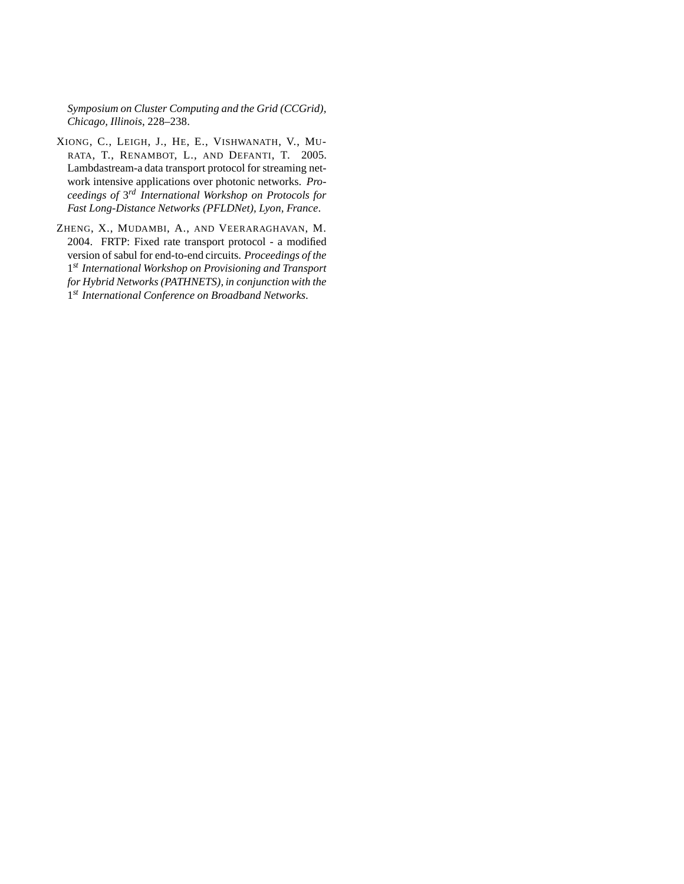*Symposium on Cluster Computing and the Grid (CCGrid), Chicago, Illinois*, 228–238.

XIONG, C., LEIGH, J., HE, E., VISHWANATH, V., MURATA, T., RENAMBOT, L., AND DEFANTI, T. 2005. Lambdastream-a data transport protocol for streaming network intensive applications over photonic networks. *Proceedings of 3rd International Workshop on Protocols for Fast Long-Distance Networks (PFLDNet), Lyon, France*.

ZHENG, X., MUDAMBI, A., AND VEERARAGHAVAN, M. 2004. FRTP: Fixed rate transport protocol - a modified version of sabul for end-to-end circuits. *Proceedings of the 1st International Workshop on Provisioning and Transport for Hybrid Networks (PATHNETS), in conjunction with the 1st International Conference on Broadband Networks*.